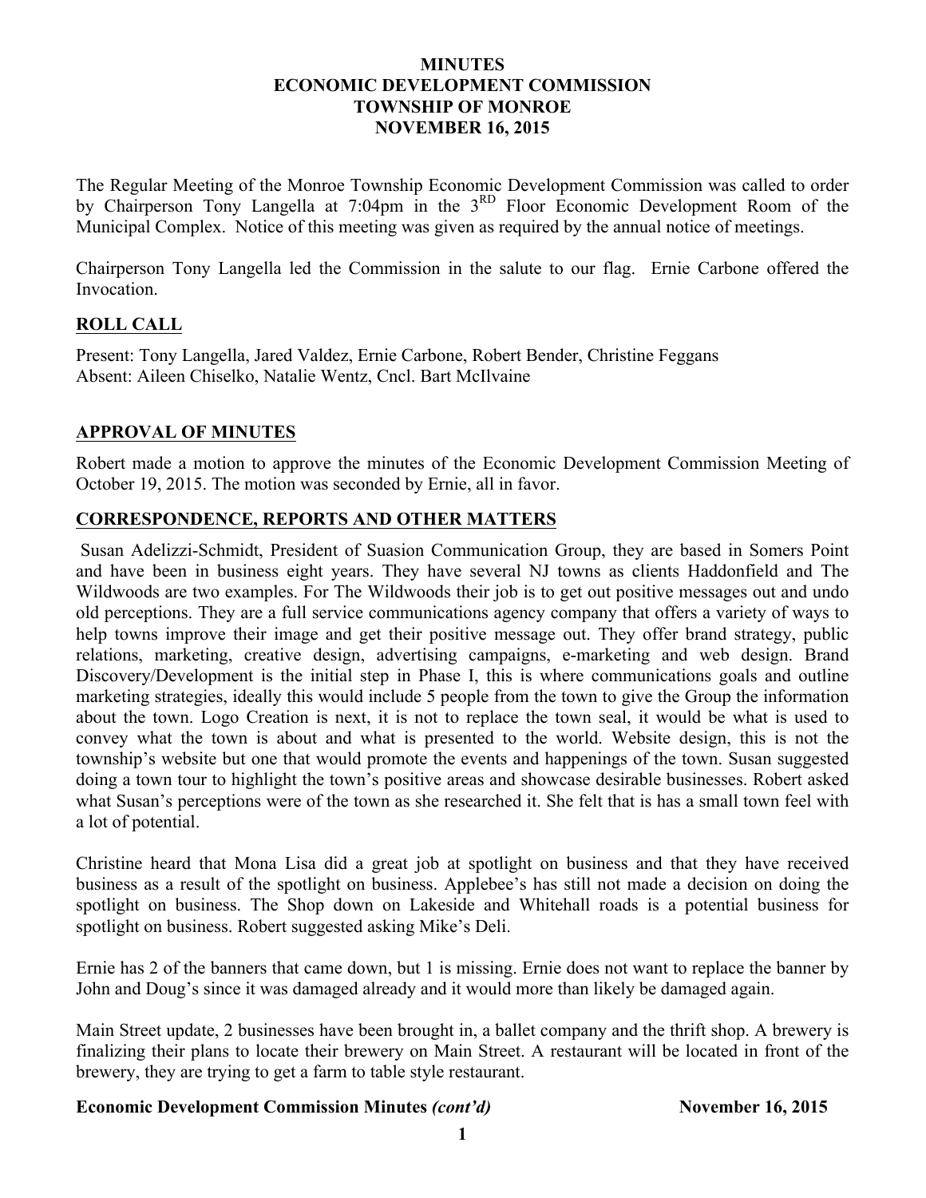# MINUTES
# ECONOMIC DEVELOPMENT COMMISSION
# TOWNSHIP OF MONROE
# NOVEMBER 16, 2015

The Regular Meeting of the Monroe Township Economic Development Commission was called to order by Chairperson Tony Langella at 7:04pm in the 3[RD] Floor Economic Development Room of the Municipal Complex. Notice of this meeting was given as required by the annual notice of meetings.

Chairperson Tony Langella led the Commission in the salute to our flag. Ernie Carbone offered the Invocation.

## ROLL CALL

Present: Tony Langella, Jared Valdez, Ernie Carbone, Robert Bender, Christine Feggans
Absent: Aileen Chiselko, Natalie Wentz, Cncl. Bart McIlvaine

## APPROVAL OF MINUTES

Robert made a motion to approve the minutes of the Economic Development Commission Meeting of October 19, 2015. The motion was seconded by Ernie, all in favor.

## CORRESPONDENCE, REPORTS AND OTHER MATTERS

Susan Adelizzi-Schmidt, President of Suasion Communication Group, they are based in Somers Point and have been in business eight years. They have several NJ towns as clients Haddonfield and The Wildwoods are two examples. For The Wildwoods their job is to get out positive messages out and undo old perceptions. They are a full service communications agency company that offers a variety of ways to help towns improve their image and get their positive message out. They offer brand strategy, public relations, marketing, creative design, advertising campaigns, e-marketing and web design. Brand Discovery/Development is the initial step in Phase I, this is where communications goals and outline marketing strategies, ideally this would include 5 people from the town to give the Group the information about the town. Logo Creation is next, it is not to replace the town seal, it would be what is used to convey what the town is about and what is presented to the world. Website design, this is not the township's website but one that would promote the events and happenings of the town. Susan suggested doing a town tour to highlight the town's positive areas and showcase desirable businesses. Robert asked what Susan's perceptions were of the town as she researched it. She felt that is has a small town feel with a lot of potential.

Christine heard that Mona Lisa did a great job at spotlight on business and that they have received business as a result of the spotlight on business. Applebee's has still not made a decision on doing the spotlight on business. The Shop down on Lakeside and Whitehall roads is a potential business for spotlight on business. Robert suggested asking Mike's Deli.

Ernie has 2 of the banners that came down, but 1 is missing. Ernie does not want to replace the banner by John and Doug's since it was damaged already and it would more than likely be damaged again.

Main Street update, 2 businesses have been brought in, a ballet company and the thrift shop. A brewery is finalizing their plans to locate their brewery on Main Street. A restaurant will be located in front of the brewery, they are trying to get a farm to table style restaurant.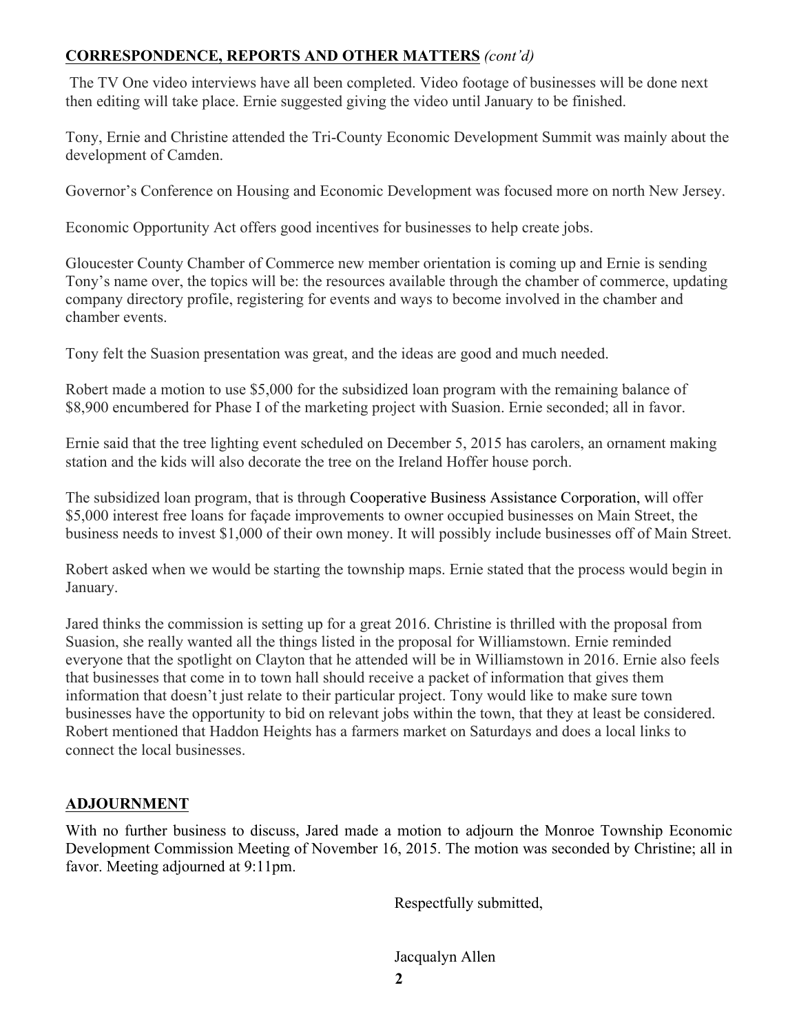## **CORRESPONDENCE, REPORTS AND OTHER MATTERS** *(cont'd)*

The TV One video interviews have all been completed. Video footage of businesses will be done next then editing will take place. Ernie suggested giving the video until January to be finished.

Tony, Ernie and Christine attended the Tri-County Economic Development Summit was mainly about the development of Camden.

Governor's Conference on Housing and Economic Development was focused more on north New Jersey.

Economic Opportunity Act offers good incentives for businesses to help create jobs.

Gloucester County Chamber of Commerce new member orientation is coming up and Ernie is sending Tony's name over, the topics will be: the resources available through the chamber of commerce, updating company directory profile, registering for events and ways to become involved in the chamber and chamber events.

Tony felt the Suasion presentation was great, and the ideas are good and much needed.

Robert made a motion to use $5,000 for the subsidized loan program with the remaining balance of $8,900 encumbered for Phase I of the marketing project with Suasion. Ernie seconded; all in favor.

Ernie said that the tree lighting event scheduled on December 5, 2015 has carolers, an ornament making station and the kids will also decorate the tree on the Ireland Hoffer house porch.

The subsidized loan program, that is through Cooperative Business Assistance Corporation, will offer $5,000 interest free loans for façade improvements to owner occupied businesses on Main Street, the business needs to invest $1,000 of their own money. It will possibly include businesses off of Main Street.

Robert asked when we would be starting the township maps. Ernie stated that the process would begin in January.

Jared thinks the commission is setting up for a great 2016. Christine is thrilled with the proposal from Suasion, she really wanted all the things listed in the proposal for Williamstown. Ernie reminded everyone that the spotlight on Clayton that he attended will be in Williamstown in 2016. Ernie also feels that businesses that come in to town hall should receive a packet of information that gives them information that doesn't just relate to their particular project. Tony would like to make sure town businesses have the opportunity to bid on relevant jobs within the town, that they at least be considered. Robert mentioned that Haddon Heights has a farmers market on Saturdays and does a local links to connect the local businesses.

## **ADJOURNMENT**

With no further business to discuss, Jared made a motion to adjourn the Monroe Township Economic Development Commission Meeting of November 16, 2015. The motion was seconded by Christine; all in favor. Meeting adjourned at 9:11pm.

Respectfully submitted,

Jacqualyn Allen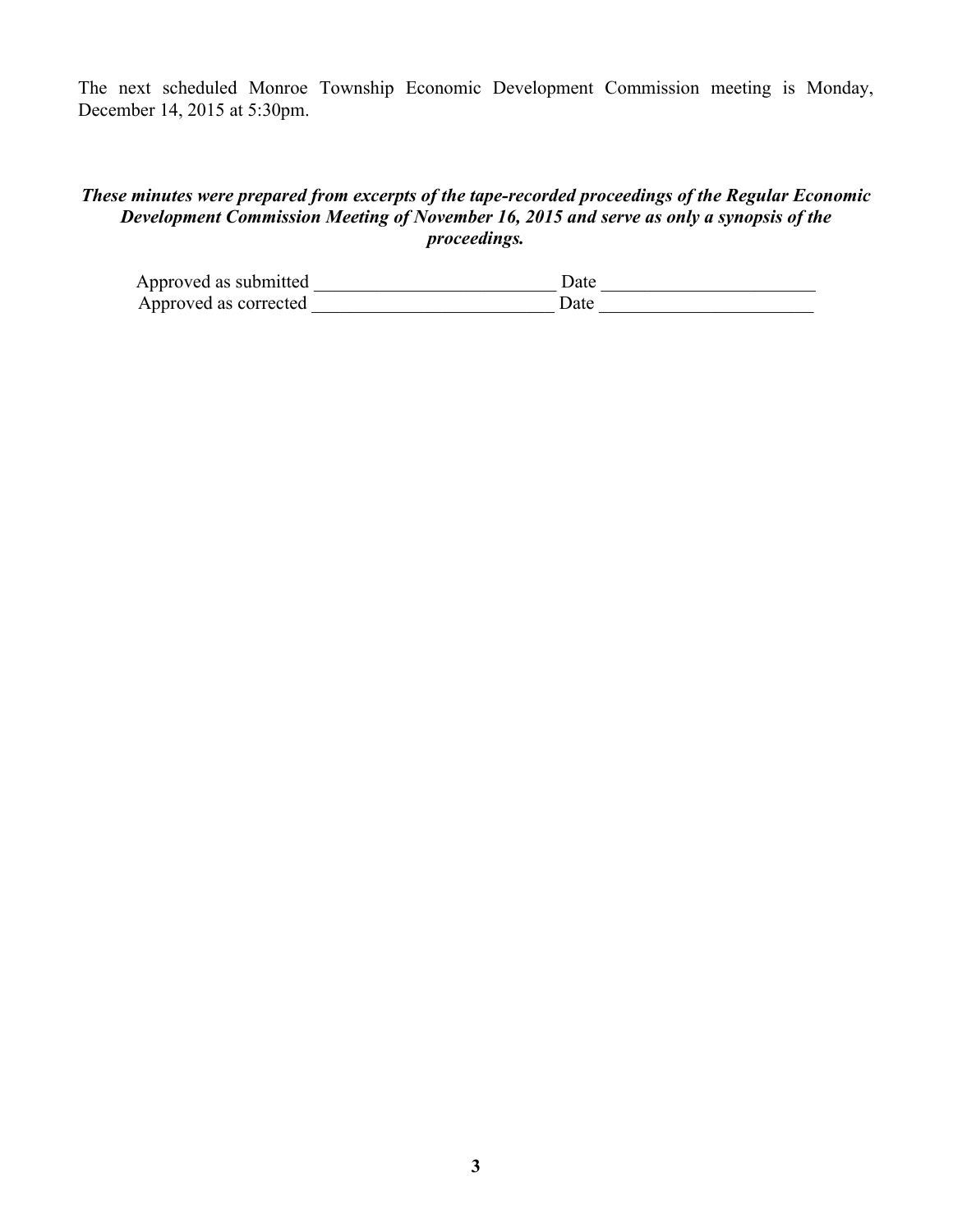The next scheduled Monroe Township Economic Development Commission meeting is Monday, December 14, 2015 at 5:30pm.

***These minutes were prepared from excerpts of the tape-recorded proceedings of the Regular Economic Development Commission Meeting of November 16, 2015 and serve as only a synopsis of the proceedings.***

Approved as submitted __________________________ Date _______________________

Approved as corrected __________________________ Date _______________________